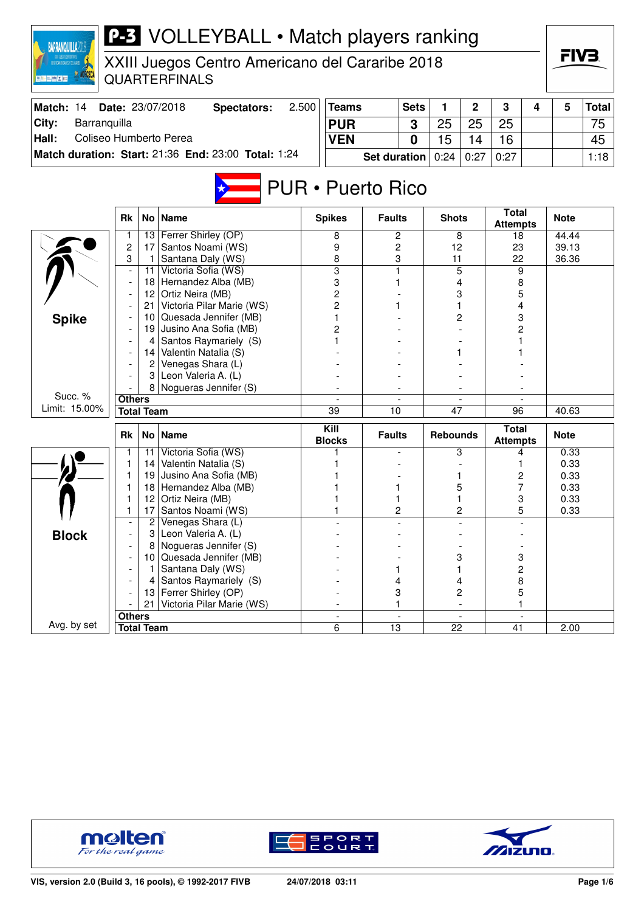# P-3 VOLLEYBALL • Match players ranking

XXIII Juegos Centro Americano del Cararibe 2018
QUARTERFINALS

| Match: 14 | Date: 23/07/2018 | Spectators: | 2.500 |
|---|---|---|---|
| City: | Barranquilla | | |
| Hall: | Coliseo Humberto Perea | | |
| Match duration: | Start: 21:36 | End: 23:00 | Total: 1:24 |

| Teams | Sets | 1 | 2 | 3 | 4 | 5 | Total |
|---|---|---|---|---|---|---|---|
| PUR | 3 | 25 | 25 | 25 | | | 75 |
| VEN | 0 | 15 | 14 | 16 | | | 45 |
| Set duration | | 0:24 | 0:27 | 0:27 | | | 1:18 |

## PUR • Puerto Rico

### Spike

Succ. % Limit: 15.00%

| Rk | No | Name | Spikes | Faults | Shots | Total Attempts | Note |
|---|---|---|---|---|---|---|---|
| 1 | 13 | Ferrer Shirley (OP) | 8 | 2 | 8 | 18 | 44.44 |
| 2 | 17 | Santos Noami (WS) | 9 | 2 | 12 | 23 | 39.13 |
| 3 | 1 | Santana Daly (WS) | 8 | 3 | 11 | 22 | 36.36 |
| - | 11 | Victoria Sofia (WS) | 3 | 1 | 5 | 9 | |
| - | 18 | Hernandez Alba (MB) | 3 | 1 | 4 | 8 | |
| - | 12 | Ortiz Neira (MB) | 2 | - | 3 | 5 | |
| - | 21 | Victoria Pilar Marie (WS) | 2 | 1 | 1 | 4 | |
| - | 10 | Quesada Jennifer (MB) | 1 | - | 2 | 3 | |
| - | 19 | Jusino Ana Sofia (MB) | 2 | - | - | 2 | |
| - | 4 | Santos Raymariely (S) | 1 | - | - | 1 | |
| - | 14 | Valentin Natalia (S) | - | - | 1 | 1 | |
| - | 2 | Venegas Shara (L) | - | - | - | - | |
| - | 3 | Leon Valeria A. (L) | - | - | - | - | |
| - | 8 | Nogueras Jennifer (S) | - | - | - | - | |
| Others | | | - | - | - | - | |
| Total Team | | | 39 | 10 | 47 | 96 | 40.63 |

### Block

Avg. by set

| Rk | No | Name | Kill Blocks | Faults | Rebounds | Total Attempts | Note |
|---|---|---|---|---|---|---|---|
| 1 | 11 | Victoria Sofia (WS) | 1 | - | 3 | 4 | 0.33 |
| 1 | 14 | Valentin Natalia (S) | 1 | - | - | 1 | 0.33 |
| 1 | 19 | Jusino Ana Sofia (MB) | 1 | - | 1 | 2 | 0.33 |
| 1 | 18 | Hernandez Alba (MB) | 1 | 1 | 5 | 7 | 0.33 |
| 1 | 12 | Ortiz Neira (MB) | 1 | 1 | 1 | 3 | 0.33 |
| 1 | 17 | Santos Noami (WS) | 1 | 2 | 2 | 5 | 0.33 |
| - | 2 | Venegas Shara (L) | - | - | - | - | |
| - | 3 | Leon Valeria A. (L) | - | - | - | - | |
| - | 8 | Nogueras Jennifer (S) | - | - | - | - | |
| - | 10 | Quesada Jennifer (MB) | - | - | 3 | 3 | |
| - | 1 | Santana Daly (WS) | - | 1 | 1 | 2 | |
| - | 4 | Santos Raymariely (S) | - | 4 | 4 | 8 | |
| - | 13 | Ferrer Shirley (OP) | - | 3 | 2 | 5 | |
| - | 21 | Victoria Pilar Marie (WS) | - | 1 | - | 1 | |
| Others | | | - | - | - | - | |
| Total Team | | | 6 | 13 | 22 | 41 | 2.00 |

VIS, version 2.0 (Build 3, 16 pools), © 1992-2017 FIVB — 24/07/2018 03:11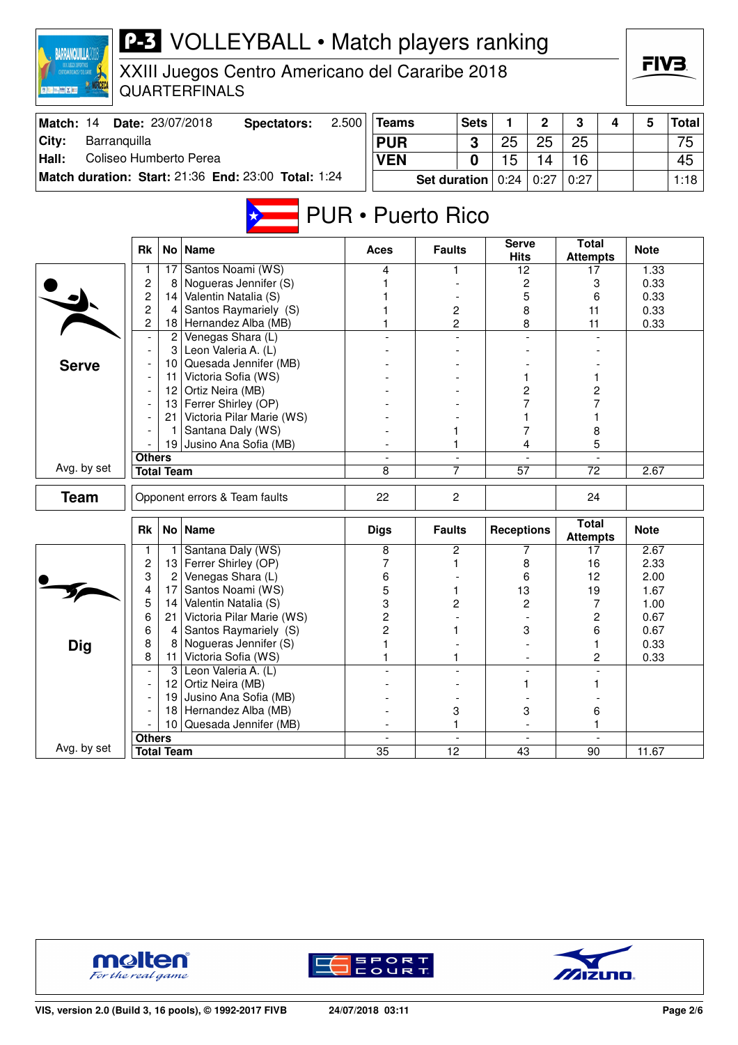# P-3 VOLLEYBALL • Match players ranking

XXIII Juegos Centro Americano del Cararibe 2018
QUARTERFINALS

| Match: 14 | Date: 23/07/2018 | Spectators: 2.500 |
|---|---|---|
| City: Barranquilla | | |
| Hall: Coliseo Humberto Perea | | |
| Match duration: Start: 21:36 End: 23:00 Total: 1:24 | | |

| Teams | Sets | 1 | 2 | 3 | 4 | 5 | Total |
|---|---|---|---|---|---|---|---|
| PUR | 3 | 25 | 25 | 25 | | | 75 |
| VEN | 0 | 15 | 14 | 16 | | | 45 |
| Set duration | | 0:24 | 0:27 | 0:27 | | | 1:18 |

## PUR • Puerto Rico

### Serve

| Rk | No | Name | Aces | Faults | Serve Hits | Total Attempts | Note |
|---|---|---|---|---|---|---|---|
| 1 | 17 | Santos Noami (WS) | 4 | 1 | 12 | 17 | 1.33 |
| 2 | 8 | Nogueras Jennifer (S) | 1 | - | 2 | 3 | 0.33 |
| 2 | 14 | Valentin Natalia (S) | 1 | - | 5 | 6 | 0.33 |
| 2 | 4 | Santos Raymariely (S) | 1 | 2 | 8 | 11 | 0.33 |
| 2 | 18 | Hernandez Alba (MB) | 1 | 2 | 8 | 11 | 0.33 |
| - | 2 | Venegas Shara (L) | - | - | - | - | |
| - | 3 | Leon Valeria A. (L) | - | - | - | - | |
| - | 10 | Quesada Jennifer (MB) | - | - | - | - | |
| - | 11 | Victoria Sofia (WS) | - | - | 1 | 1 | |
| - | 12 | Ortiz Neira (MB) | - | - | 2 | 2 | |
| - | 13 | Ferrer Shirley (OP) | - | - | 7 | 7 | |
| - | 21 | Victoria Pilar Marie (WS) | - | - | 1 | 1 | |
| - | 1 | Santana Daly (WS) | - | 1 | 7 | 8 | |
| - | 19 | Jusino Ana Sofia (MB) | - | 1 | 4 | 5 | |
| Others | | | - | - | - | - | |
| Total Team | | | 8 | 7 | 57 | 72 | 2.67 |

Avg. by set

### Team

| | Aces | Faults | Serve Hits | Total Attempts | Note |
|---|---|---|---|---|---|
| Opponent errors & Team faults | 22 | 2 | | 24 | |

### Dig

| Rk | No | Name | Digs | Faults | Receptions | Total Attempts | Note |
|---|---|---|---|---|---|---|---|
| 1 | 1 | Santana Daly (WS) | 8 | 2 | 7 | 17 | 2.67 |
| 2 | 13 | Ferrer Shirley (OP) | 7 | 1 | 8 | 16 | 2.33 |
| 3 | 2 | Venegas Shara (L) | 6 | - | 6 | 12 | 2.00 |
| 4 | 17 | Santos Noami (WS) | 5 | 1 | 13 | 19 | 1.67 |
| 5 | 14 | Valentin Natalia (S) | 3 | 2 | 2 | 7 | 1.00 |
| 6 | 21 | Victoria Pilar Marie (WS) | 2 | - | - | 2 | 0.67 |
| 6 | 4 | Santos Raymariely (S) | 2 | 1 | 3 | 6 | 0.67 |
| 8 | 8 | Nogueras Jennifer (S) | 1 | - | - | 1 | 0.33 |
| 8 | 11 | Victoria Sofia (WS) | 1 | 1 | - | 2 | 0.33 |
| - | 3 | Leon Valeria A. (L) | - | - | - | - | |
| - | 12 | Ortiz Neira (MB) | - | - | 1 | 1 | |
| - | 19 | Jusino Ana Sofia (MB) | - | - | - | - | |
| - | 18 | Hernandez Alba (MB) | - | 3 | 3 | 6 | |
| - | 10 | Quesada Jennifer (MB) | - | 1 | - | 1 | |
| Others | | | - | - | - | - | |
| Total Team | | | 35 | 12 | 43 | 90 | 11.67 |

Avg. by set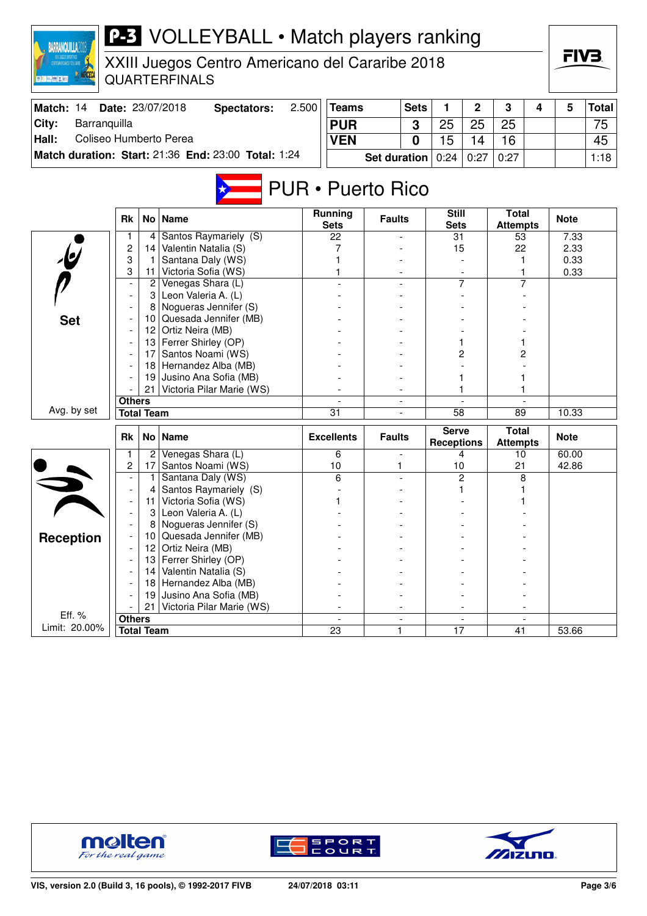# P-3 VOLLEYBALL • Match players ranking

XXIII Juegos Centro Americano del Cararibe 2018
QUARTERFINALS

| Match: 14 | Date: 23/07/2018 | Spectators: | 2.500 |
|---|---|---|---|
| City: | Barranquilla | | |
| Hall: | Coliseo Humberto Perea | | |
| Match duration: | Start: 21:36 | End: 23:00 | Total: 1:24 |

| Teams | Sets | 1 | 2 | 3 | 4 | 5 | Total |
|---|---|---|---|---|---|---|---|
| PUR | 3 | 25 | 25 | 25 | | | 75 |
| VEN | 0 | 15 | 14 | 16 | | | 45 |
| Set duration | | 0:24 | 0:27 | 0:27 | | | 1:18 |

## PUR • Puerto Rico

### Set

| Rk | No | Name | Running Sets | Faults | Still Sets | Total Attempts | Note |
|---|---|---|---|---|---|---|---|
| 1 | 4 | Santos Raymariely (S) | 22 | - | 31 | 53 | 7.33 |
| 2 | 14 | Valentin Natalia (S) | 7 | - | 15 | 22 | 2.33 |
| 3 | 1 | Santana Daly (WS) | 1 | - | - | 1 | 0.33 |
| 3 | 11 | Victoria Sofia (WS) | 1 | - | - | 1 | 0.33 |
| - | 2 | Venegas Shara (L) | - | - | 7 | 7 | |
| - | 3 | Leon Valeria A. (L) | - | - | - | - | |
| - | 8 | Nogueras Jennifer (S) | - | - | - | - | |
| - | 10 | Quesada Jennifer (MB) | - | - | - | - | |
| - | 12 | Ortiz Neira (MB) | - | - | - | - | |
| - | 13 | Ferrer Shirley (OP) | - | - | 1 | 1 | |
| - | 17 | Santos Noami (WS) | - | - | 2 | 2 | |
| - | 18 | Hernandez Alba (MB) | - | - | - | - | |
| - | 19 | Jusino Ana Sofia (MB) | - | - | 1 | 1 | |
| - | 21 | Victoria Pilar Marie (WS) | - | - | 1 | 1 | |
| Others | | | - | - | - | - | |
| Total Team | | | 31 | - | 58 | 89 | 10.33 |

Avg. by set

### Reception

| Rk | No | Name | Excellents | Faults | Serve Receptions | Total Attempts | Note |
|---|---|---|---|---|---|---|---|
| 1 | 2 | Venegas Shara (L) | 6 | - | 4 | 10 | 60.00 |
| 2 | 17 | Santos Noami (WS) | 10 | 1 | 10 | 21 | 42.86 |
| - | 1 | Santana Daly (WS) | 6 | - | 2 | 8 | |
| - | 4 | Santos Raymariely (S) | - | - | 1 | 1 | |
| - | 11 | Victoria Sofia (WS) | 1 | - | - | 1 | |
| - | 3 | Leon Valeria A. (L) | - | - | - | - | |
| - | 8 | Nogueras Jennifer (S) | - | - | - | - | |
| - | 10 | Quesada Jennifer (MB) | - | - | - | - | |
| - | 12 | Ortiz Neira (MB) | - | - | - | - | |
| - | 13 | Ferrer Shirley (OP) | - | - | - | - | |
| - | 14 | Valentin Natalia (S) | - | - | - | - | |
| - | 18 | Hernandez Alba (MB) | - | - | - | - | |
| - | 19 | Jusino Ana Sofia (MB) | - | - | - | - | |
| - | 21 | Victoria Pilar Marie (WS) | - | - | - | - | |
| Others | | | - | - | - | - | |
| Total Team | | | 23 | 1 | 17 | 41 | 53.66 |

Eff. %
Limit: 20.00%

VIS, version 2.0 (Build 3, 16 pools), © 1992-2017 FIVB — 24/07/2018 03:11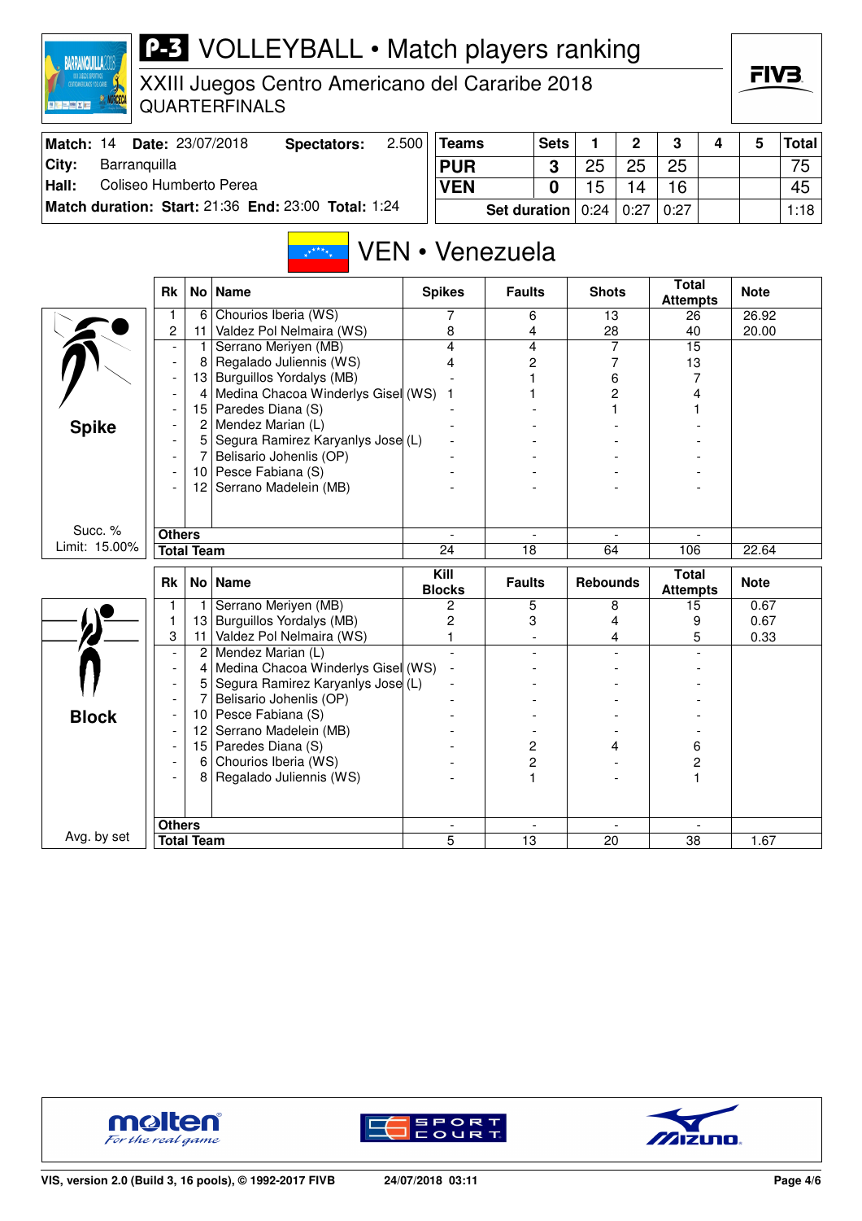# P-3 VOLLEYBALL • Match players ranking

XXIII Juegos Centro Americano del Cararibe 2018
QUARTERFINALS

| Match: 14 | Date: 23/07/2018 | Spectators: | 2.500 |
|---|---|---|---|
| City: | Barranquilla | | |
| Hall: | Coliseo Humberto Perea | | |
| Match duration: | Start: 21:36 | End: 23:00 | Total: 1:24 |

| Teams | Sets | 1 | 2 | 3 | 4 | 5 | Total |
|---|---|---|---|---|---|---|---|
| PUR | 3 | 25 | 25 | 25 | | | 75 |
| VEN | 0 | 15 | 14 | 16 | | | 45 |
| | Set duration | 0:24 | 0:27 | 0:27 | | | 1:18 |

## VEN • Venezuela

### Spike

Succ. % Limit: 15.00%

| Rk | No | Name | Spikes | Faults | Shots | Total Attempts | Note |
|---|---|---|---|---|---|---|---|
| 1 | 6 | Chourios Iberia (WS) | 7 | 6 | 13 | 26 | 26.92 |
| 2 | 11 | Valdez Pol Nelmaira (WS) | 8 | 4 | 28 | 40 | 20.00 |
| - | 1 | Serrano Meriyen (MB) | 4 | 4 | 7 | 15 | |
| - | 8 | Regalado Juliennis (WS) | 4 | 2 | 7 | 13 | |
| - | 13 | Burguillos Yordalys (MB) | - | 1 | 6 | 7 | |
| - | 4 | Medina Chacoa Winderlys Gisel (WS) | 1 | 1 | 2 | 4 | |
| - | 15 | Paredes Diana (S) | - | - | 1 | 1 | |
| - | 2 | Mendez Marian (L) | - | - | - | - | |
| - | 5 | Segura Ramirez Karyanlys Jose (L) | - | - | - | - | |
| - | 7 | Belisario Johenlis (OP) | - | - | - | - | |
| - | 10 | Pesce Fabiana (S) | - | - | - | - | |
| - | 12 | Serrano Madelein (MB) | - | - | - | - | |
| Others | | | - | - | - | - | |
| Total Team | | | 24 | 18 | 64 | 106 | 22.64 |

### Block

Avg. by set

| Rk | No | Name | Kill Blocks | Faults | Rebounds | Total Attempts | Note |
|---|---|---|---|---|---|---|---|
| 1 | 1 | Serrano Meriyen (MB) | 2 | 5 | 8 | 15 | 0.67 |
| 1 | 13 | Burguillos Yordalys (MB) | 2 | 3 | 4 | 9 | 0.67 |
| 3 | 11 | Valdez Pol Nelmaira (WS) | 1 | - | 4 | 5 | 0.33 |
| - | 2 | Mendez Marian (L) | - | - | - | - | |
| - | 4 | Medina Chacoa Winderlys Gisel (WS) | - | - | - | - | |
| - | 5 | Segura Ramirez Karyanlys Jose (L) | - | - | - | - | |
| - | 7 | Belisario Johenlis (OP) | - | - | - | - | |
| - | 10 | Pesce Fabiana (S) | - | - | - | - | |
| - | 12 | Serrano Madelein (MB) | - | - | - | - | |
| - | 15 | Paredes Diana (S) | - | 2 | 4 | 6 | |
| - | 6 | Chourios Iberia (WS) | - | 2 | - | 2 | |
| - | 8 | Regalado Juliennis (WS) | - | 1 | - | 1 | |
| Others | | | - | - | - | - | |
| Total Team | | | 5 | 13 | 20 | 38 | 1.67 |

VIS, version 2.0 (Build 3, 16 pools), © 1992-2017 FIVB — 24/07/2018 03:11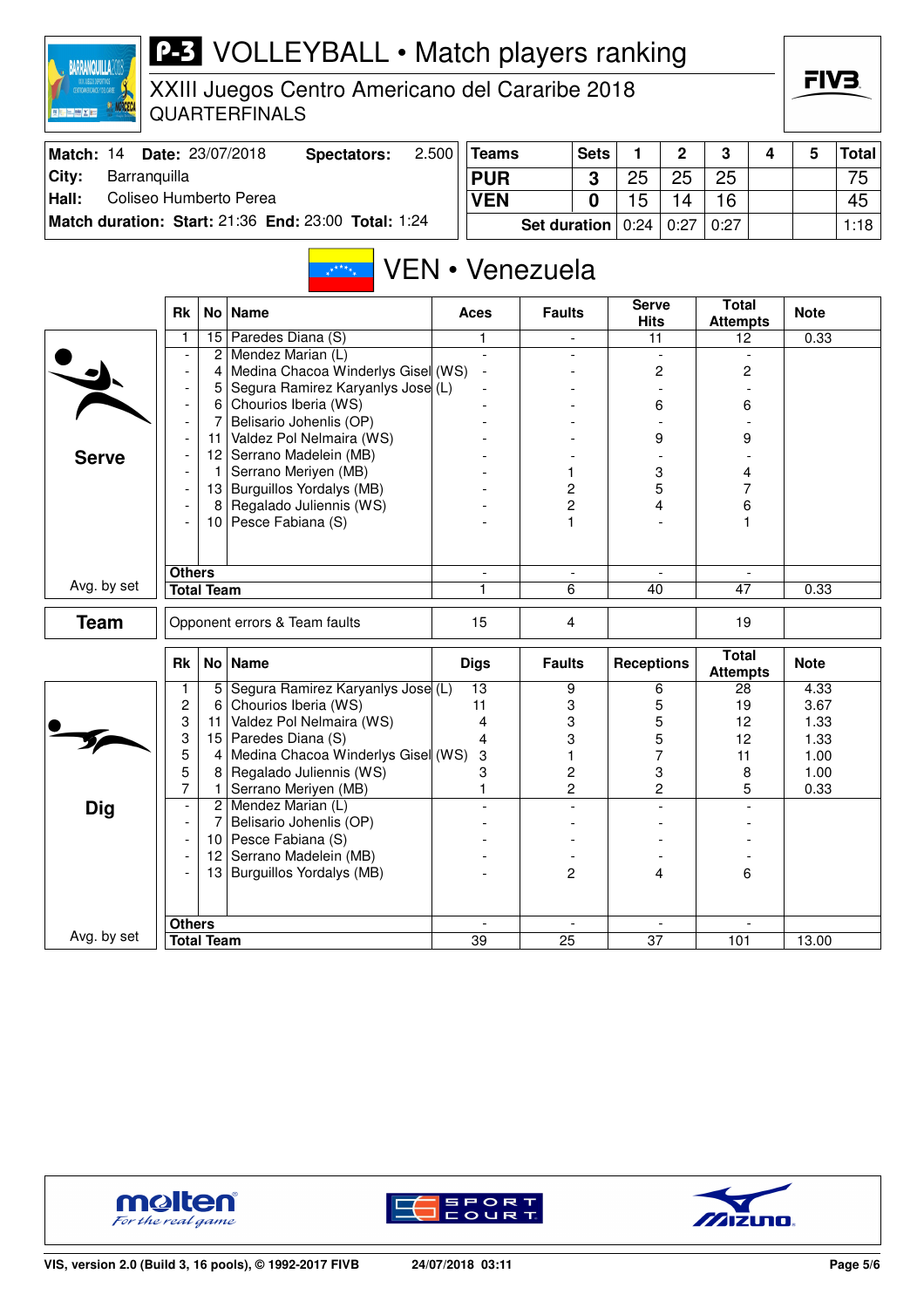# P-3 VOLLEYBALL • Match players ranking

XXIII Juegos Centro Americano del Cararibe 2018
QUARTERFINALS

| Match: 14 | Date: 23/07/2018 | Spectators: 2.500 |
|---|---|---|
| City: | Barranquilla | |
| Hall: | Coliseo Humberto Perea | |
| Match duration: | Start: 21:36 End: 23:00 | Total: 1:24 |

| Teams | Sets | 1 | 2 | 3 | 4 | 5 | Total |
|---|---|---|---|---|---|---|---|
| PUR | 3 | 25 | 25 | 25 | | | 75 |
| VEN | 0 | 15 | 14 | 16 | | | 45 |
| | Set duration | 0:24 | 0:27 | 0:27 | | | 1:18 |

## VEN • Venezuela

### Serve

| Rk | No | Name | Aces | Faults | Serve Hits | Total Attempts | Note |
|---|---|---|---|---|---|---|---|
| 1 | 15 | Paredes Diana (S) | 1 | - | 11 | 12 | 0.33 |
| - | 2 | Mendez Marian (L) | - | - | - | - | |
| - | 4 | Medina Chacoa Winderlys Gisel (WS) | - | - | 2 | 2 | |
| - | 5 | Segura Ramirez Karyanlys Jose (L) | - | - | - | - | |
| - | 6 | Chourios Iberia (WS) | - | - | 6 | 6 | |
| - | 7 | Belisario Johenlis (OP) | - | - | - | - | |
| - | 11 | Valdez Pol Nelmaira (WS) | - | - | 9 | 9 | |
| - | 12 | Serrano Madelein (MB) | - | - | - | - | |
| - | 1 | Serrano Meriyen (MB) | - | 1 | 3 | 4 | |
| - | 13 | Burguillos Yordalys (MB) | - | 2 | 5 | 7 | |
| - | 8 | Regalado Juliennis (WS) | - | 2 | 4 | 6 | |
| - | 10 | Pesce Fabiana (S) | - | 1 | - | 1 | |
| | | Others | - | - | - | - | |
| Avg. by set | | Total Team | 1 | 6 | 40 | 47 | 0.33 |

### Team

| | Aces | Faults | | Total Attempts | |
|---|---|---|---|---|---|
| Opponent errors & Team faults | 15 | 4 | | 19 | |

### Dig

| Rk | No | Name | Digs | Faults | Receptions | Total Attempts | Note |
|---|---|---|---|---|---|---|---|
| 1 | 5 | Segura Ramirez Karyanlys Jose (L) | 13 | 9 | 6 | 28 | 4.33 |
| 2 | 6 | Chourios Iberia (WS) | 11 | 3 | 5 | 19 | 3.67 |
| 3 | 11 | Valdez Pol Nelmaira (WS) | 4 | 3 | 5 | 12 | 1.33 |
| 3 | 15 | Paredes Diana (S) | 4 | 3 | 5 | 12 | 1.33 |
| 5 | 4 | Medina Chacoa Winderlys Gisel (WS) | 3 | 1 | 7 | 11 | 1.00 |
| 5 | 8 | Regalado Juliennis (WS) | 3 | 2 | 3 | 8 | 1.00 |
| 7 | 1 | Serrano Meriyen (MB) | 1 | 2 | 2 | 5 | 0.33 |
| - | 2 | Mendez Marian (L) | - | - | - | - | |
| - | 7 | Belisario Johenlis (OP) | - | - | - | - | |
| - | 10 | Pesce Fabiana (S) | - | - | - | - | |
| - | 12 | Serrano Madelein (MB) | - | - | - | - | |
| - | 13 | Burguillos Yordalys (MB) | - | 2 | 4 | 6 | |
| | | Others | - | - | - | - | |
| Avg. by set | | Total Team | 39 | 25 | 37 | 101 | 13.00 |

VIS, version 2.0 (Build 3, 16 pools), © 1992-2017 FIVB — 24/07/2018 03:11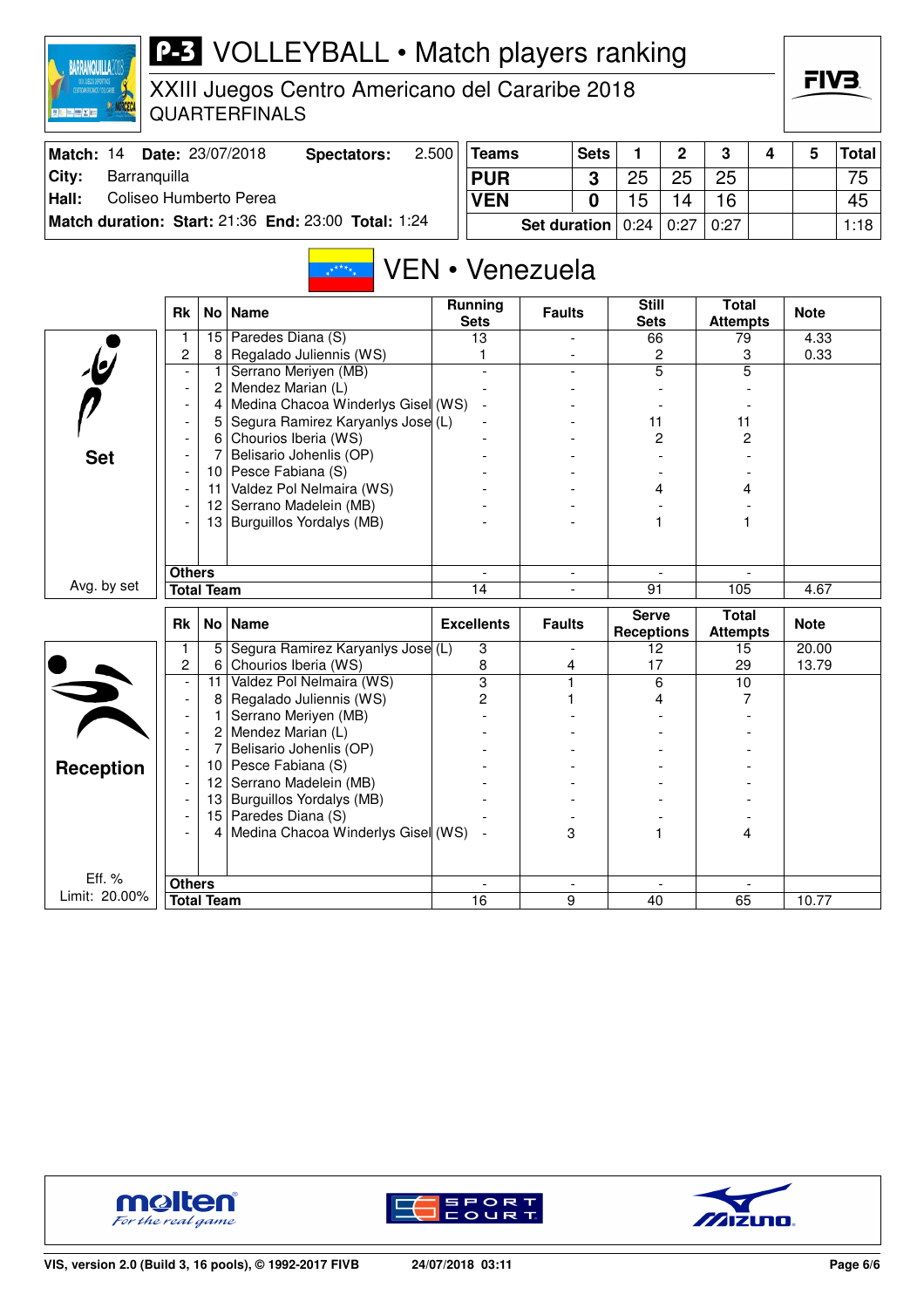# P-3 VOLLEYBALL • Match players ranking

XXIII Juegos Centro Americano del Cararibe 2018
QUARTERFINALS

| | | | |
|---|---|---|---|
| **Match:** 14 | **Date:** 23/07/2018 | **Spectators:** | 2.500 |
| **City:** | Barranquilla | | |
| **Hall:** | Coliseo Humberto Perea | | |
| **Match duration:** | **Start:** 21:36 | **End:** 23:00 | **Total:** 1:24 |

| Teams | Sets | 1 | 2 | 3 | 4 | 5 | Total |
|---|---|---|---|---|---|---|---|
| **PUR** | 3 | 25 | 25 | 25 | | | 75 |
| **VEN** | 0 | 15 | 14 | 16 | | | 45 |
| | Set duration | 0:24 | 0:27 | 0:27 | | | 1:18 |

## VEN • Venezuela

### Set

| Rk | No | Name | Running Sets | Faults | Still Sets | Total Attempts | Note |
|---|---|---|---|---|---|---|---|
| 1 | 15 | Paredes Diana (S) | 13 | - | 66 | 79 | 4.33 |
| 2 | 8 | Regalado Juliennis (WS) | 1 | - | 2 | 3 | 0.33 |
| - | 1 | Serrano Meriyen (MB) | - | - | 5 | 5 | |
| - | 2 | Mendez Marian (L) | - | - | - | - | |
| - | 4 | Medina Chacoa Winderlys Gisel (WS) | - | - | - | - | |
| - | 5 | Segura Ramirez Karyanlys Jose (L) | - | - | 11 | 11 | |
| - | 6 | Chourios Iberia (WS) | - | - | 2 | 2 | |
| - | 7 | Belisario Johelis (OP) | - | - | - | - | |
| - | 10 | Pesce Fabiana (S) | - | - | - | - | |
| - | 11 | Valdez Pol Nelmaira (WS) | - | - | 4 | 4 | |
| - | 12 | Serrano Madelein (MB) | - | - | - | - | |
| - | 13 | Burguillos Yordalys (MB) | - | - | 1 | 1 | |
| **Others** | | | - | - | - | - | |
| **Total Team** | | | 14 | - | 91 | 105 | 4.67 |

Avg. by set

### Reception

| Rk | No | Name | Excellents | Faults | Serve Receptions | Total Attempts | Note |
|---|---|---|---|---|---|---|---|
| 1 | 5 | Segura Ramirez Karyanlys Jose (L) | 3 | - | 12 | 15 | 20.00 |
| 2 | 6 | Chourios Iberia (WS) | 8 | 4 | 17 | 29 | 13.79 |
| - | 11 | Valdez Pol Nelmaira (WS) | 3 | 1 | 6 | 10 | |
| - | 8 | Regalado Juliennis (WS) | 2 | 1 | 4 | 7 | |
| - | 1 | Serrano Meriyen (MB) | - | - | - | - | |
| - | 2 | Mendez Marian (L) | - | - | - | - | |
| - | 7 | Belisario Johelis (OP) | - | - | - | - | |
| - | 10 | Pesce Fabiana (S) | - | - | - | - | |
| - | 12 | Serrano Madelein (MB) | - | - | - | - | |
| - | 13 | Burguillos Yordalys (MB) | - | - | - | - | |
| - | 15 | Paredes Diana (S) | - | - | - | - | |
| - | 4 | Medina Chacoa Winderlys Gisel (WS) | - | 3 | 1 | 4 | |
| **Others** | | | - | - | - | - | |
| **Total Team** | | | 16 | 9 | 40 | 65 | 10.77 |

Eff. %
Limit: 20.00%

VIS, version 2.0 (Build 3, 16 pools), © 1992-2017 FIVB — 24/07/2018 03:11